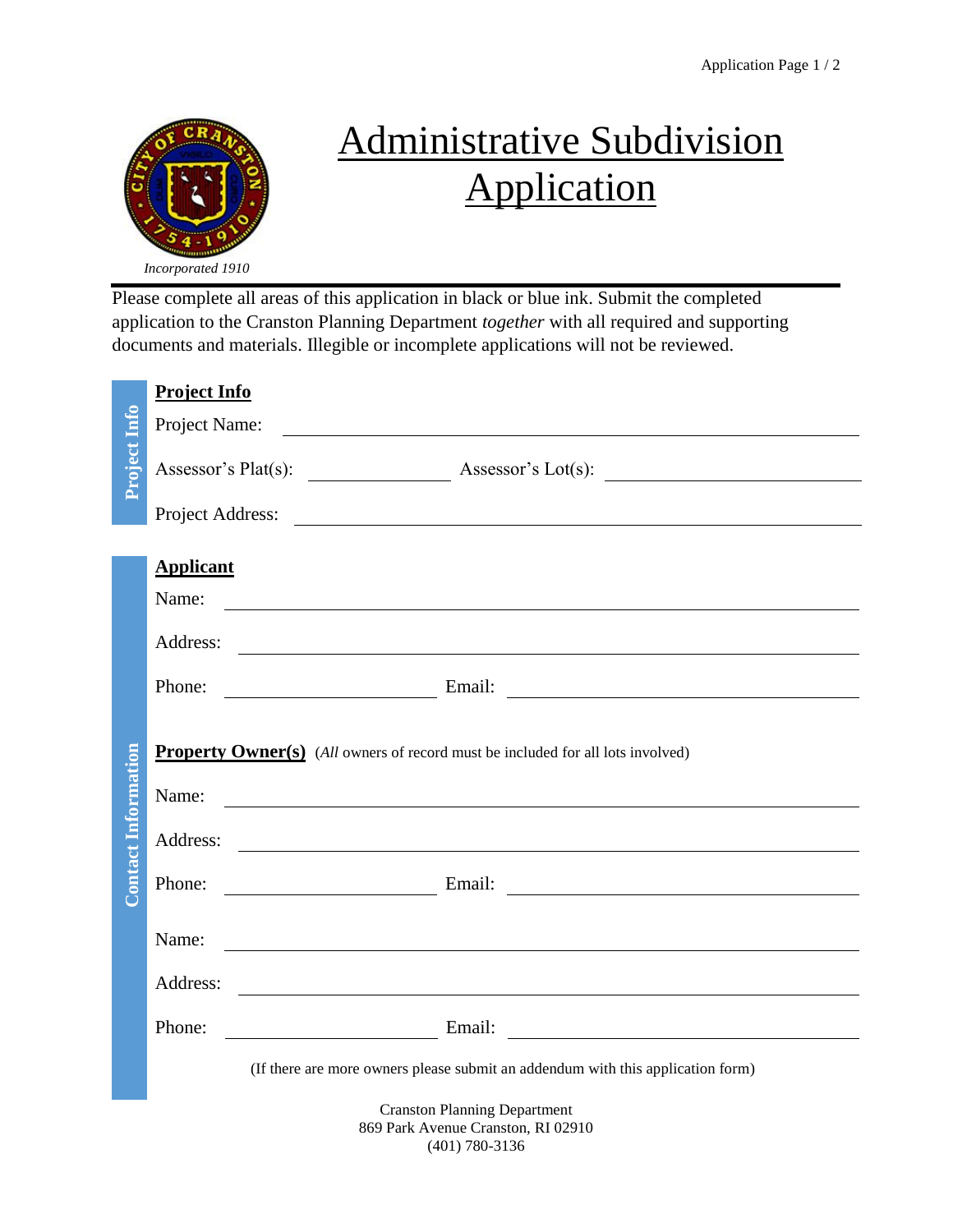Incorporated 1910

# Administrative Subdivision Application

Please complete all areas of this application in black or blue ink. Submit the completed application to the Cranston Planning Department *together* with all required and supporting documents and materials. Illegible or incomplete applications will not be reviewed.

## Project Info

Project Name: ______________________________

Assessor's Plat(s): ______________ Assessor's Lot(s): ______________

Project Address: ______________________________

## Contact Information

### Applicant

Name: ______________________________

Address: ______________________________

Phone: ______________ Email: ______________

### Property Owner(s) (*All* owners of record must be included for all lots involved)

Name: ______________________________

Address: ______________________________

Phone: ______________ Email: ______________

Name: ______________________________

Address: ______________________________

Phone: ______________ Email: ______________

(If there are more owners please submit an addendum with this application form)

Cranston Planning Department
869 Park Avenue Cranston, RI 02910
(401) 780-3136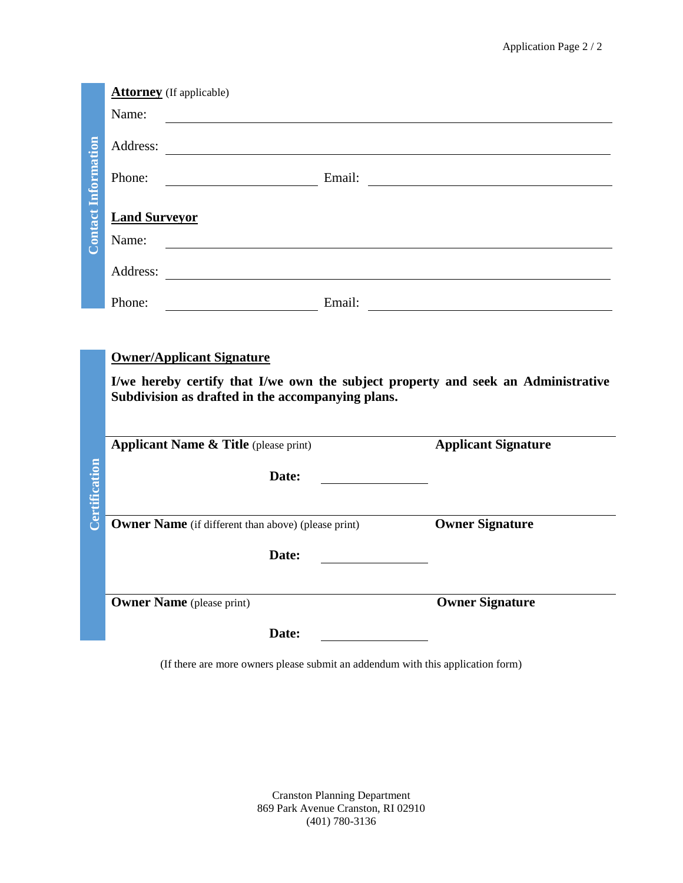Contact Information

**Attorney** (If applicable)

Name: ______________________________

Address: ______________________________

Phone: ______________ Email: ______________

**Land Surveyor**

Name: ______________________________

Address: ______________________________

Phone: ______________ Email: ______________

Certification

**Owner/Applicant Signature**

**I/we hereby certify that I/we own the subject property and seek an Administrative Subdivision as drafted in the accompanying plans.**

| **Applicant Name & Title** (please print) | **Applicant Signature** |
|---|---|
| **Date:** ______________ | |
| **Owner Name** (if different than above) (please print) | **Owner Signature** |
| **Date:** ______________ | |
| **Owner Name** (please print) | **Owner Signature** |
| **Date:** ______________ | |

(If there are more owners please submit an addendum with this application form)

Cranston Planning Department
869 Park Avenue Cranston, RI 02910
(401) 780-3136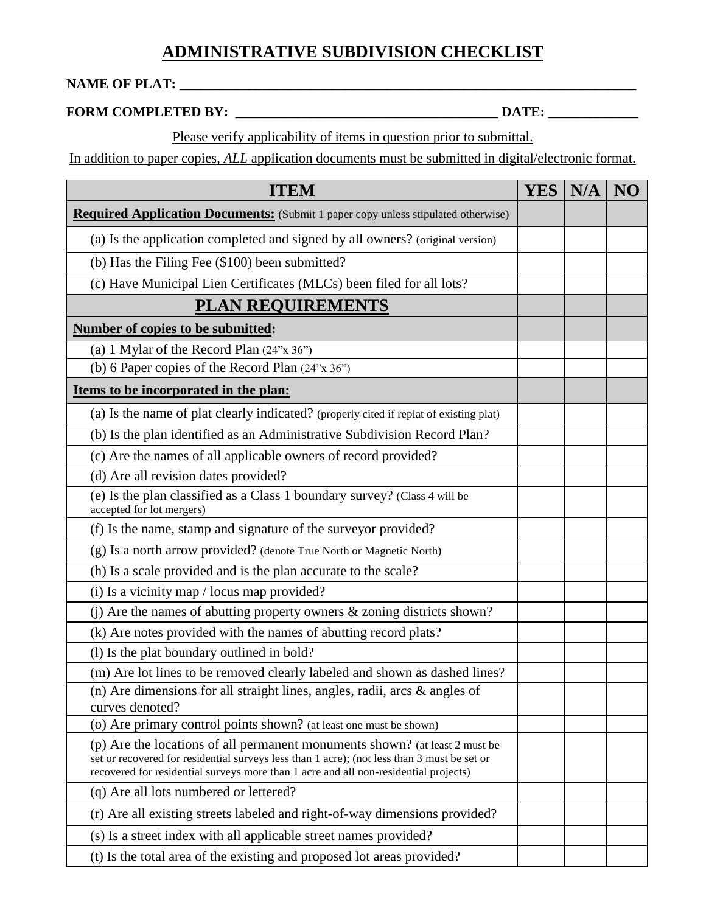# ADMINISTRATIVE SUBDIVISION CHECKLIST

**NAME OF PLAT:** ____________________________________________________________________

**FORM COMPLETED BY:** ______________________________________ **DATE:** _____________

Please verify applicability of items in question prior to submittal.

In addition to paper copies, *ALL* application documents must be submitted in digital/electronic format.

| ITEM | YES | N/A | NO |
|---|---|---|---|
| **Required Application Documents:** (Submit 1 paper copy unless stipulated otherwise) | | | |
| (a) Is the application completed and signed by all owners? (original version) | | | |
| (b) Has the Filing Fee ($100) been submitted? | | | |
| (c) Have Municipal Lien Certificates (MLCs) been filed for all lots? | | | |
| **PLAN REQUIREMENTS** | | | |
| **Number of copies to be submitted:** | | | |
| (a) 1 Mylar of the Record Plan (24"x 36") | | | |
| (b) 6 Paper copies of the Record Plan (24"x 36") | | | |
| **Items to be incorporated in the plan:** | | | |
| (a) Is the name of plat clearly indicated? (properly cited if replat of existing plat) | | | |
| (b) Is the plan identified as an Administrative Subdivision Record Plan? | | | |
| (c) Are the names of all applicable owners of record provided? | | | |
| (d) Are all revision dates provided? | | | |
| (e) Is the plan classified as a Class 1 boundary survey? (Class 4 will be accepted for lot mergers) | | | |
| (f) Is the name, stamp and signature of the surveyor provided? | | | |
| (g) Is a north arrow provided? (denote True North or Magnetic North) | | | |
| (h) Is a scale provided and is the plan accurate to the scale? | | | |
| (i) Is a vicinity map / locus map provided? | | | |
| (j) Are the names of abutting property owners & zoning districts shown? | | | |
| (k) Are notes provided with the names of abutting record plats? | | | |
| (l) Is the plat boundary outlined in bold? | | | |
| (m) Are lot lines to be removed clearly labeled and shown as dashed lines? | | | |
| (n) Are dimensions for all straight lines, angles, radii, arcs & angles of curves denoted? | | | |
| (o) Are primary control points shown? (at least one must be shown) | | | |
| (p) Are the locations of all permanent monuments shown? (at least 2 must be set or recovered for residential surveys less than 1 acre); (not less than 3 must be set or recovered for residential surveys more than 1 acre and all non-residential projects) | | | |
| (q) Are all lots numbered or lettered? | | | |
| (r) Are all existing streets labeled and right-of-way dimensions provided? | | | |
| (s) Is a street index with all applicable street names provided? | | | |
| (t) Is the total area of the existing and proposed lot areas provided? | | | |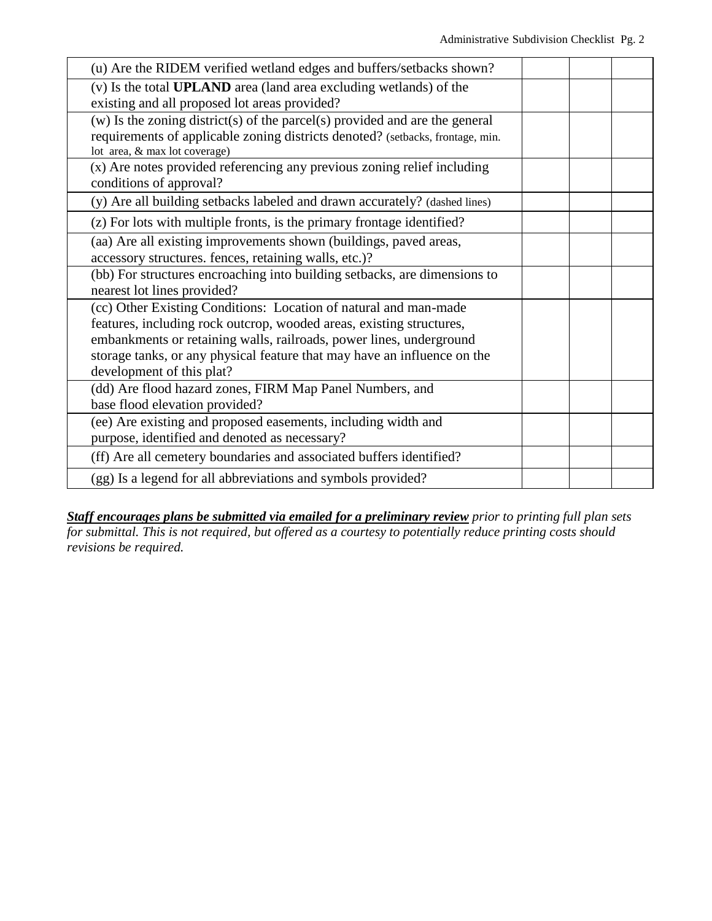| | | | |
|---|---|---|---|
| (u) Are the RIDEM verified wetland edges and buffers/setbacks shown? | | | |
| (v) Is the total **UPLAND** area (land area excluding wetlands) of the existing and all proposed lot areas provided? | | | |
| (w) Is the zoning district(s) of the parcel(s) provided and are the general requirements of applicable zoning districts denoted? (setbacks, frontage, min. lot area, & max lot coverage) | | | |
| (x) Are notes provided referencing any previous zoning relief including conditions of approval? | | | |
| (y) Are all building setbacks labeled and drawn accurately? (dashed lines) | | | |
| (z) For lots with multiple fronts, is the primary frontage identified? | | | |
| (aa) Are all existing improvements shown (buildings, paved areas, accessory structures. fences, retaining walls, etc.)? | | | |
| (bb) For structures encroaching into building setbacks, are dimensions to nearest lot lines provided? | | | |
| (cc) Other Existing Conditions: Location of natural and man-made features, including rock outcrop, wooded areas, existing structures, embankments or retaining walls, railroads, power lines, underground storage tanks, or any physical feature that may have an influence on the development of this plat? | | | |
| (dd) Are flood hazard zones, FIRM Map Panel Numbers, and base flood elevation provided? | | | |
| (ee) Are existing and proposed easements, including width and purpose, identified and denoted as necessary? | | | |
| (ff) Are all cemetery boundaries and associated buffers identified? | | | |
| (gg) Is a legend for all abbreviations and symbols provided? | | | |

***Staff encourages plans be submitted via emailed for a preliminary review*** *prior to printing full plan sets for submittal. This is not required, but offered as a courtesy to potentially reduce printing costs should revisions be required.*